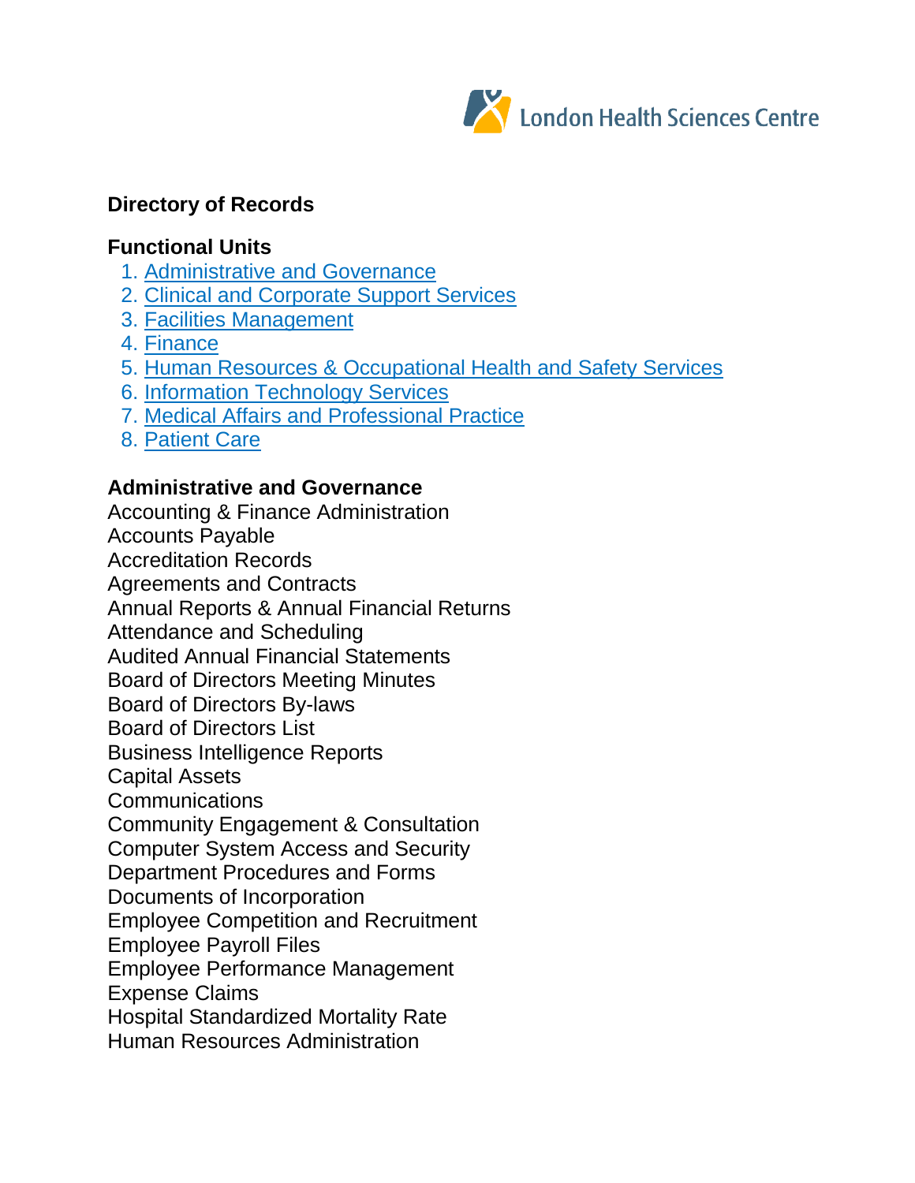London Health Sciences Centre

## Directory of Records

### Functional Units

1. Administrative and Governance
2. Clinical and Corporate Support Services
3. Facilities Management
4. Finance
5. Human Resources & Occupational Health and Safety Services
6. Information Technology Services
7. Medical Affairs and Professional Practice
8. Patient Care

### Administrative and Governance

Accounting & Finance Administration
Accounts Payable
Accreditation Records
Agreements and Contracts
Annual Reports & Annual Financial Returns
Attendance and Scheduling
Audited Annual Financial Statements
Board of Directors Meeting Minutes
Board of Directors By-laws
Board of Directors List
Business Intelligence Reports
Capital Assets
Communications
Community Engagement & Consultation
Computer System Access and Security
Department Procedures and Forms
Documents of Incorporation
Employee Competition and Recruitment
Employee Payroll Files
Employee Performance Management
Expense Claims
Hospital Standardized Mortality Rate
Human Resources Administration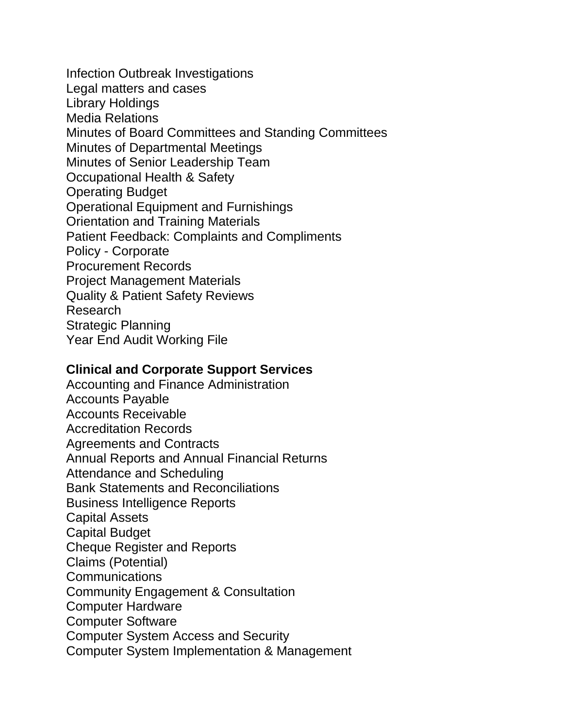Infection Outbreak Investigations
Legal matters and cases
Library Holdings
Media Relations
Minutes of Board Committees and Standing Committees
Minutes of Departmental Meetings
Minutes of Senior Leadership Team
Occupational Health & Safety
Operating Budget
Operational Equipment and Furnishings
Orientation and Training Materials
Patient Feedback: Complaints and Compliments
Policy - Corporate
Procurement Records
Project Management Materials
Quality & Patient Safety Reviews
Research
Strategic Planning
Year End Audit Working File

**Clinical and Corporate Support Services**

Accounting and Finance Administration
Accounts Payable
Accounts Receivable
Accreditation Records
Agreements and Contracts
Annual Reports and Annual Financial Returns
Attendance and Scheduling
Bank Statements and Reconciliations
Business Intelligence Reports
Capital Assets
Capital Budget
Cheque Register and Reports
Claims (Potential)
Communications
Community Engagement & Consultation
Computer Hardware
Computer Software
Computer System Access and Security
Computer System Implementation & Management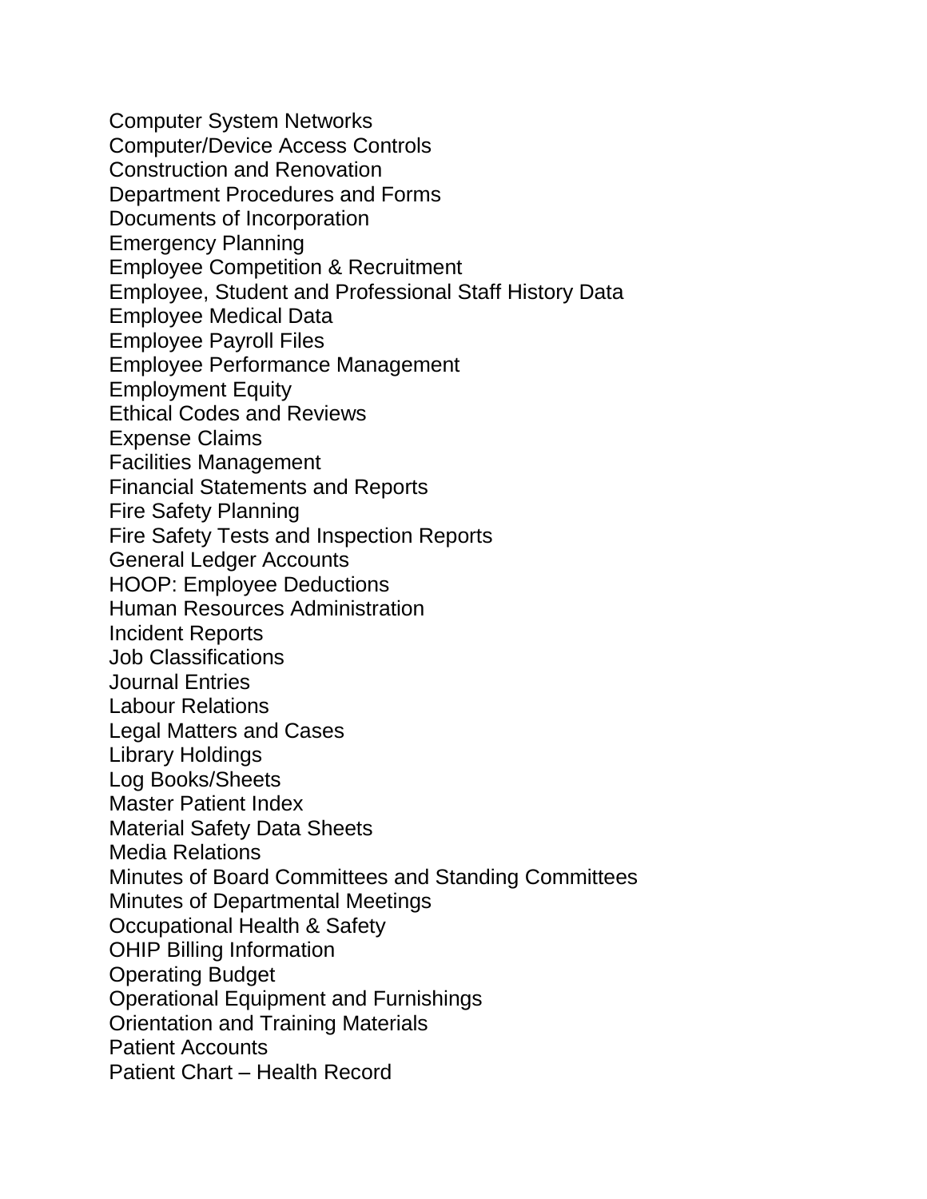Computer System Networks
Computer/Device Access Controls
Construction and Renovation
Department Procedures and Forms
Documents of Incorporation
Emergency Planning
Employee Competition & Recruitment
Employee, Student and Professional Staff History Data
Employee Medical Data
Employee Payroll Files
Employee Performance Management
Employment Equity
Ethical Codes and Reviews
Expense Claims
Facilities Management
Financial Statements and Reports
Fire Safety Planning
Fire Safety Tests and Inspection Reports
General Ledger Accounts
HOOP: Employee Deductions
Human Resources Administration
Incident Reports
Job Classifications
Journal Entries
Labour Relations
Legal Matters and Cases
Library Holdings
Log Books/Sheets
Master Patient Index
Material Safety Data Sheets
Media Relations
Minutes of Board Committees and Standing Committees
Minutes of Departmental Meetings
Occupational Health & Safety
OHIP Billing Information
Operating Budget
Operational Equipment and Furnishings
Orientation and Training Materials
Patient Accounts
Patient Chart – Health Record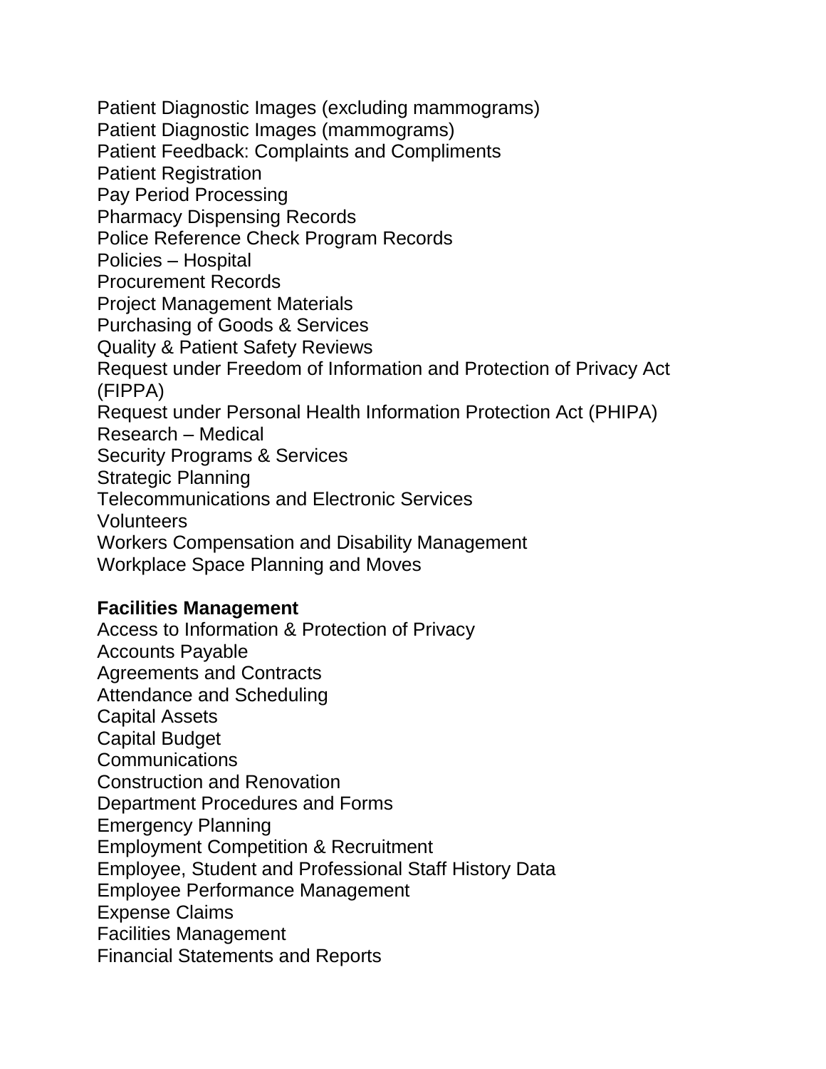Patient Diagnostic Images (excluding mammograms)
Patient Diagnostic Images (mammograms)
Patient Feedback: Complaints and Compliments
Patient Registration
Pay Period Processing
Pharmacy Dispensing Records
Police Reference Check Program Records
Policies – Hospital
Procurement Records
Project Management Materials
Purchasing of Goods & Services
Quality & Patient Safety Reviews
Request under Freedom of Information and Protection of Privacy Act (FIPPA)
Request under Personal Health Information Protection Act (PHIPA)
Research – Medical
Security Programs & Services
Strategic Planning
Telecommunications and Electronic Services
Volunteers
Workers Compensation and Disability Management
Workplace Space Planning and Moves

**Facilities Management**

Access to Information & Protection of Privacy
Accounts Payable
Agreements and Contracts
Attendance and Scheduling
Capital Assets
Capital Budget
Communications
Construction and Renovation
Department Procedures and Forms
Emergency Planning
Employment Competition & Recruitment
Employee, Student and Professional Staff History Data
Employee Performance Management
Expense Claims
Facilities Management
Financial Statements and Reports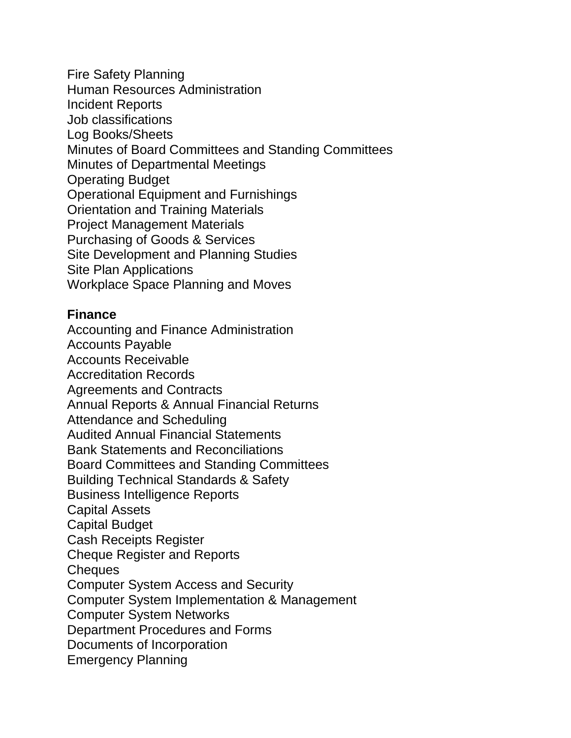Fire Safety Planning
Human Resources Administration
Incident Reports
Job classifications
Log Books/Sheets
Minutes of Board Committees and Standing Committees
Minutes of Departmental Meetings
Operating Budget
Operational Equipment and Furnishings
Orientation and Training Materials
Project Management Materials
Purchasing of Goods & Services
Site Development and Planning Studies
Site Plan Applications
Workplace Space Planning and Moves

**Finance**
Accounting and Finance Administration
Accounts Payable
Accounts Receivable
Accreditation Records
Agreements and Contracts
Annual Reports & Annual Financial Returns
Attendance and Scheduling
Audited Annual Financial Statements
Bank Statements and Reconciliations
Board Committees and Standing Committees
Building Technical Standards & Safety
Business Intelligence Reports
Capital Assets
Capital Budget
Cash Receipts Register
Cheque Register and Reports
Cheques
Computer System Access and Security
Computer System Implementation & Management
Computer System Networks
Department Procedures and Forms
Documents of Incorporation
Emergency Planning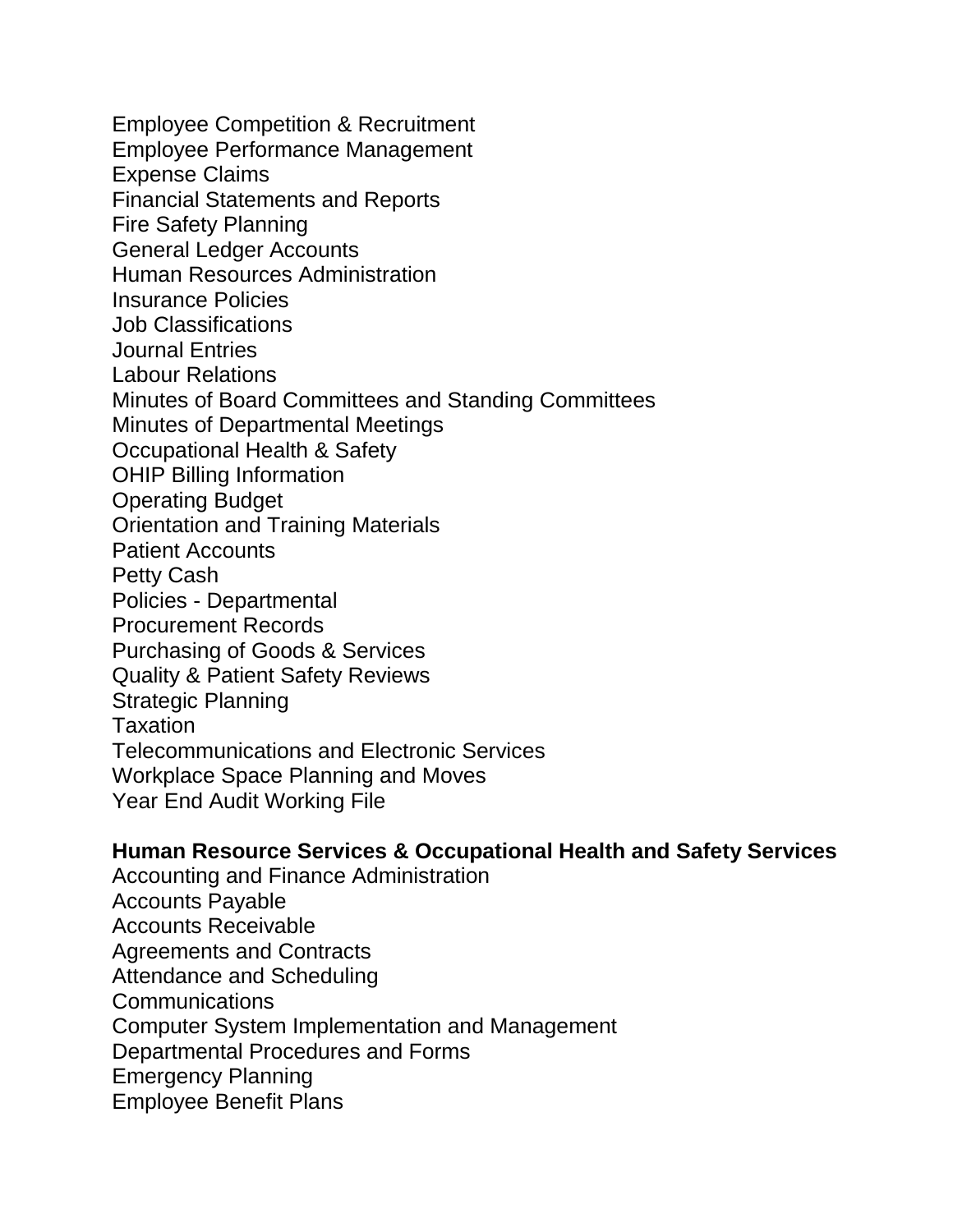Employee Competition & Recruitment
Employee Performance Management
Expense Claims
Financial Statements and Reports
Fire Safety Planning
General Ledger Accounts
Human Resources Administration
Insurance Policies
Job Classifications
Journal Entries
Labour Relations
Minutes of Board Committees and Standing Committees
Minutes of Departmental Meetings
Occupational Health & Safety
OHIP Billing Information
Operating Budget
Orientation and Training Materials
Patient Accounts
Petty Cash
Policies - Departmental
Procurement Records
Purchasing of Goods & Services
Quality & Patient Safety Reviews
Strategic Planning
Taxation
Telecommunications and Electronic Services
Workplace Space Planning and Moves
Year End Audit Working File

**Human Resource Services & Occupational Health and Safety Services**

Accounting and Finance Administration
Accounts Payable
Accounts Receivable
Agreements and Contracts
Attendance and Scheduling
Communications
Computer System Implementation and Management
Departmental Procedures and Forms
Emergency Planning
Employee Benefit Plans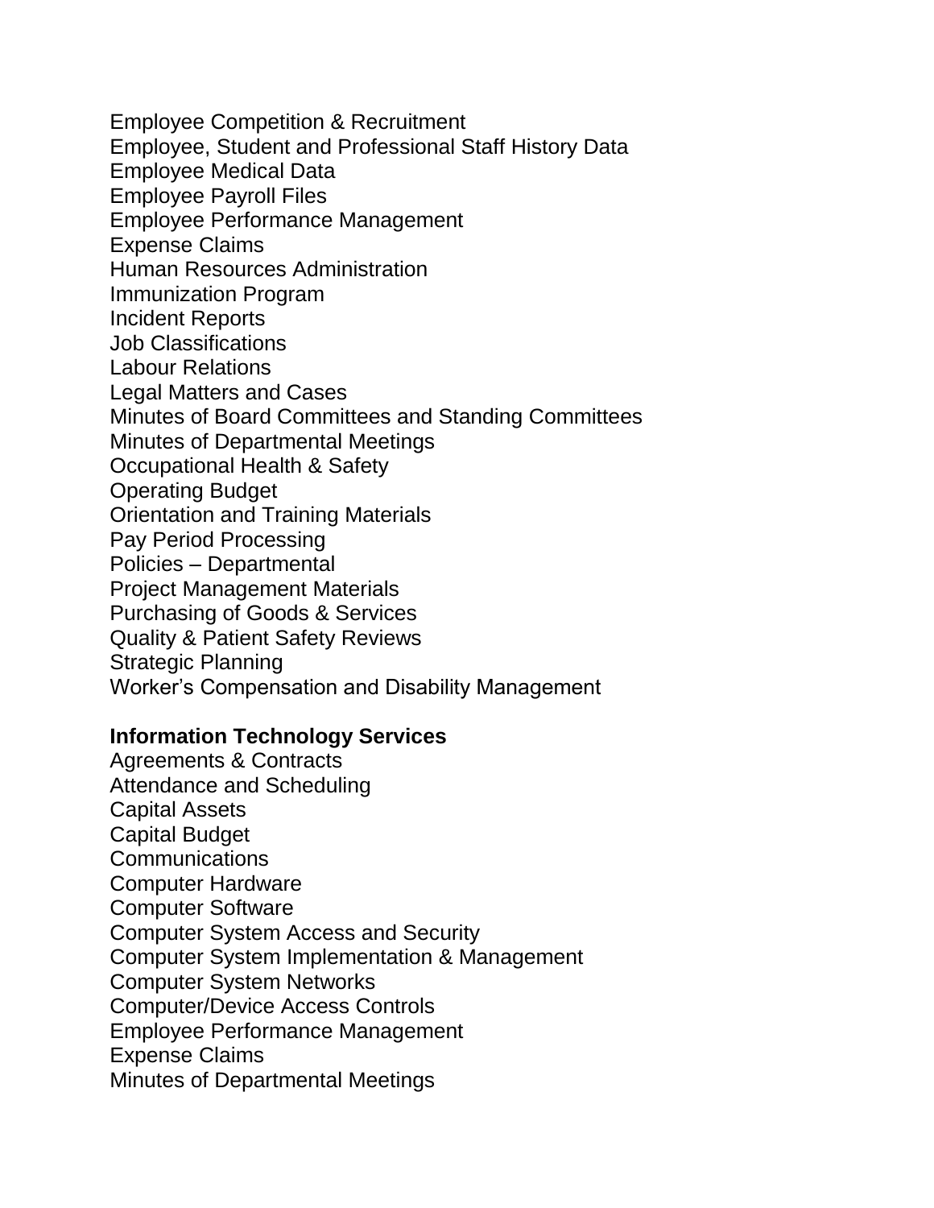Employee Competition & Recruitment
Employee, Student and Professional Staff History Data
Employee Medical Data
Employee Payroll Files
Employee Performance Management
Expense Claims
Human Resources Administration
Immunization Program
Incident Reports
Job Classifications
Labour Relations
Legal Matters and Cases
Minutes of Board Committees and Standing Committees
Minutes of Departmental Meetings
Occupational Health & Safety
Operating Budget
Orientation and Training Materials
Pay Period Processing
Policies – Departmental
Project Management Materials
Purchasing of Goods & Services
Quality & Patient Safety Reviews
Strategic Planning
Worker's Compensation and Disability Management

**Information Technology Services**

Agreements & Contracts
Attendance and Scheduling
Capital Assets
Capital Budget
Communications
Computer Hardware
Computer Software
Computer System Access and Security
Computer System Implementation & Management
Computer System Networks
Computer/Device Access Controls
Employee Performance Management
Expense Claims
Minutes of Departmental Meetings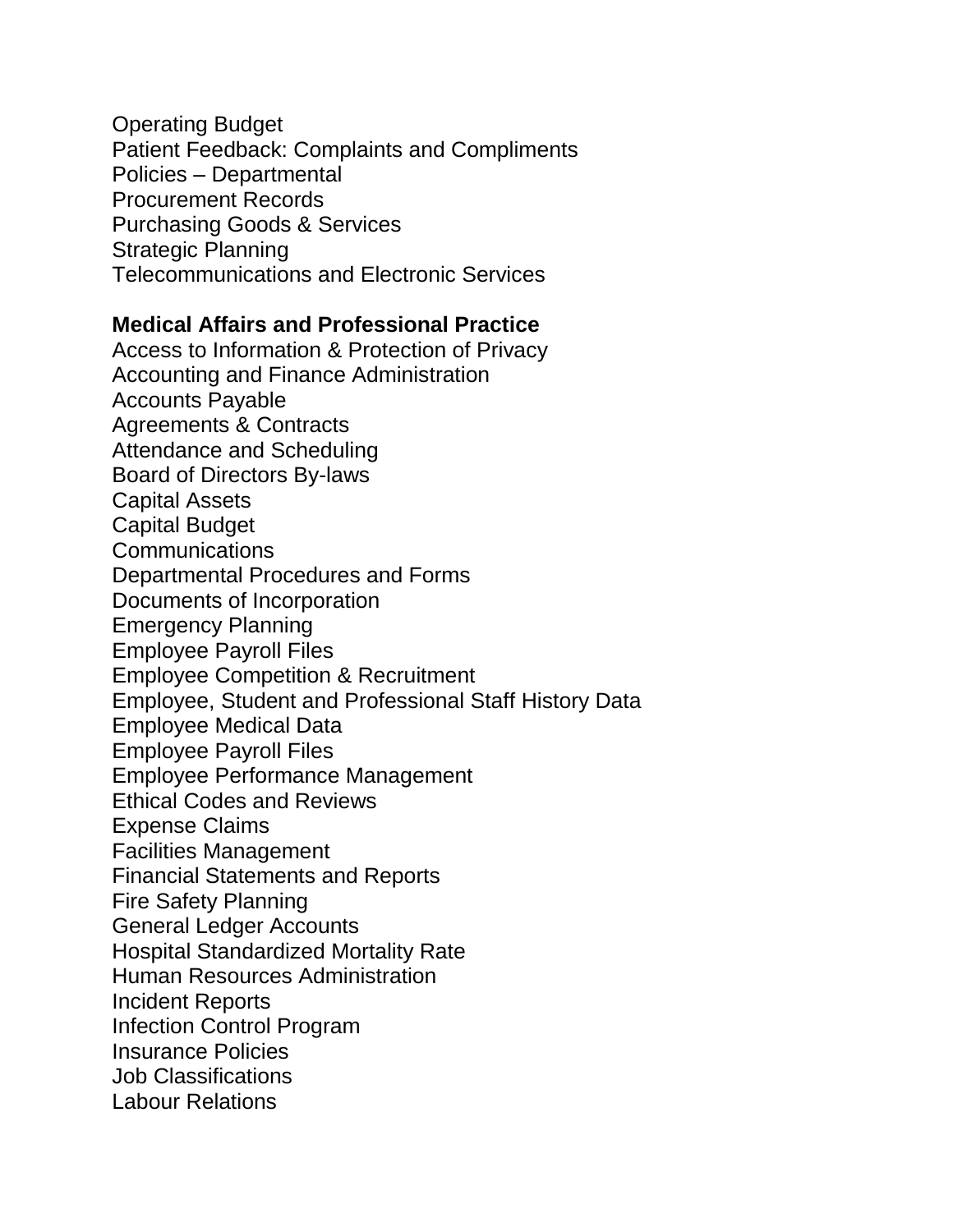Operating Budget
Patient Feedback: Complaints and Compliments
Policies – Departmental
Procurement Records
Purchasing Goods & Services
Strategic Planning
Telecommunications and Electronic Services

**Medical Affairs and Professional Practice**
Access to Information & Protection of Privacy
Accounting and Finance Administration
Accounts Payable
Agreements & Contracts
Attendance and Scheduling
Board of Directors By-laws
Capital Assets
Capital Budget
Communications
Departmental Procedures and Forms
Documents of Incorporation
Emergency Planning
Employee Payroll Files
Employee Competition & Recruitment
Employee, Student and Professional Staff History Data
Employee Medical Data
Employee Payroll Files
Employee Performance Management
Ethical Codes and Reviews
Expense Claims
Facilities Management
Financial Statements and Reports
Fire Safety Planning
General Ledger Accounts
Hospital Standardized Mortality Rate
Human Resources Administration
Incident Reports
Infection Control Program
Insurance Policies
Job Classifications
Labour Relations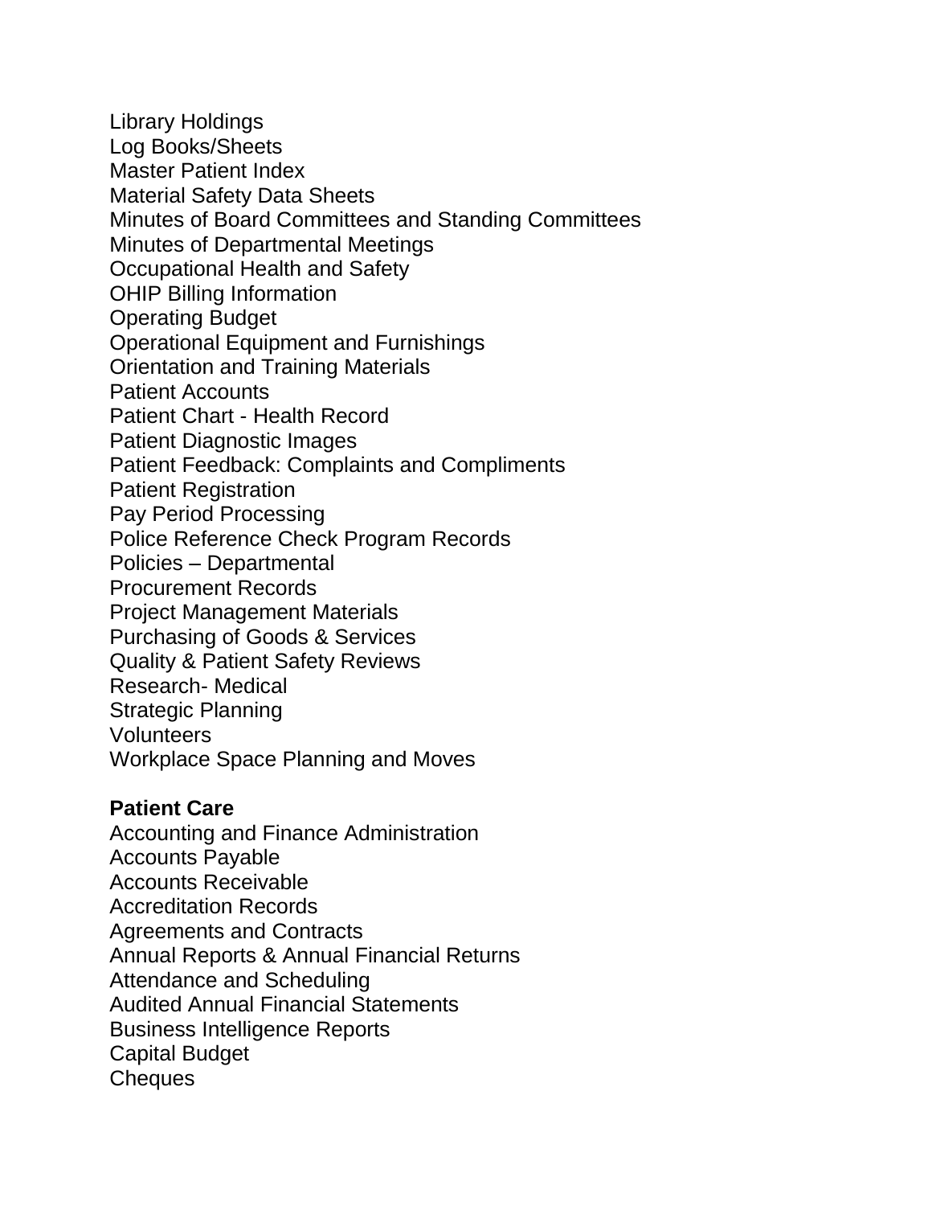Library Holdings
Log Books/Sheets
Master Patient Index
Material Safety Data Sheets
Minutes of Board Committees and Standing Committees
Minutes of Departmental Meetings
Occupational Health and Safety
OHIP Billing Information
Operating Budget
Operational Equipment and Furnishings
Orientation and Training Materials
Patient Accounts
Patient Chart - Health Record
Patient Diagnostic Images
Patient Feedback: Complaints and Compliments
Patient Registration
Pay Period Processing
Police Reference Check Program Records
Policies – Departmental
Procurement Records
Project Management Materials
Purchasing of Goods & Services
Quality & Patient Safety Reviews
Research- Medical
Strategic Planning
Volunteers
Workplace Space Planning and Moves

**Patient Care**

Accounting and Finance Administration
Accounts Payable
Accounts Receivable
Accreditation Records
Agreements and Contracts
Annual Reports & Annual Financial Returns
Attendance and Scheduling
Audited Annual Financial Statements
Business Intelligence Reports
Capital Budget
Cheques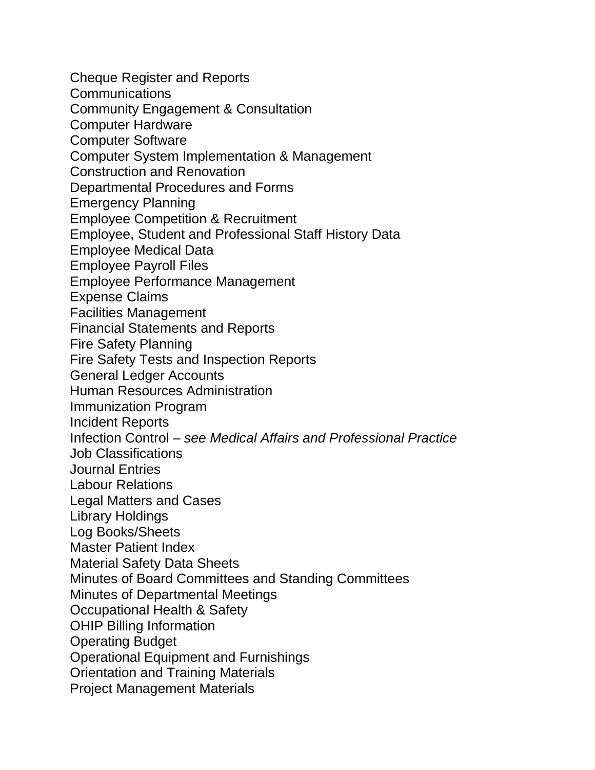Cheque Register and Reports
Communications
Community Engagement & Consultation
Computer Hardware
Computer Software
Computer System Implementation & Management
Construction and Renovation
Departmental Procedures and Forms
Emergency Planning
Employee Competition & Recruitment
Employee, Student and Professional Staff History Data
Employee Medical Data
Employee Payroll Files
Employee Performance Management
Expense Claims
Facilities Management
Financial Statements and Reports
Fire Safety Planning
Fire Safety Tests and Inspection Reports
General Ledger Accounts
Human Resources Administration
Immunization Program
Incident Reports
Infection Control – *see Medical Affairs and Professional Practice*
Job Classifications
Journal Entries
Labour Relations
Legal Matters and Cases
Library Holdings
Log Books/Sheets
Master Patient Index
Material Safety Data Sheets
Minutes of Board Committees and Standing Committees
Minutes of Departmental Meetings
Occupational Health & Safety
OHIP Billing Information
Operating Budget
Operational Equipment and Furnishings
Orientation and Training Materials
Project Management Materials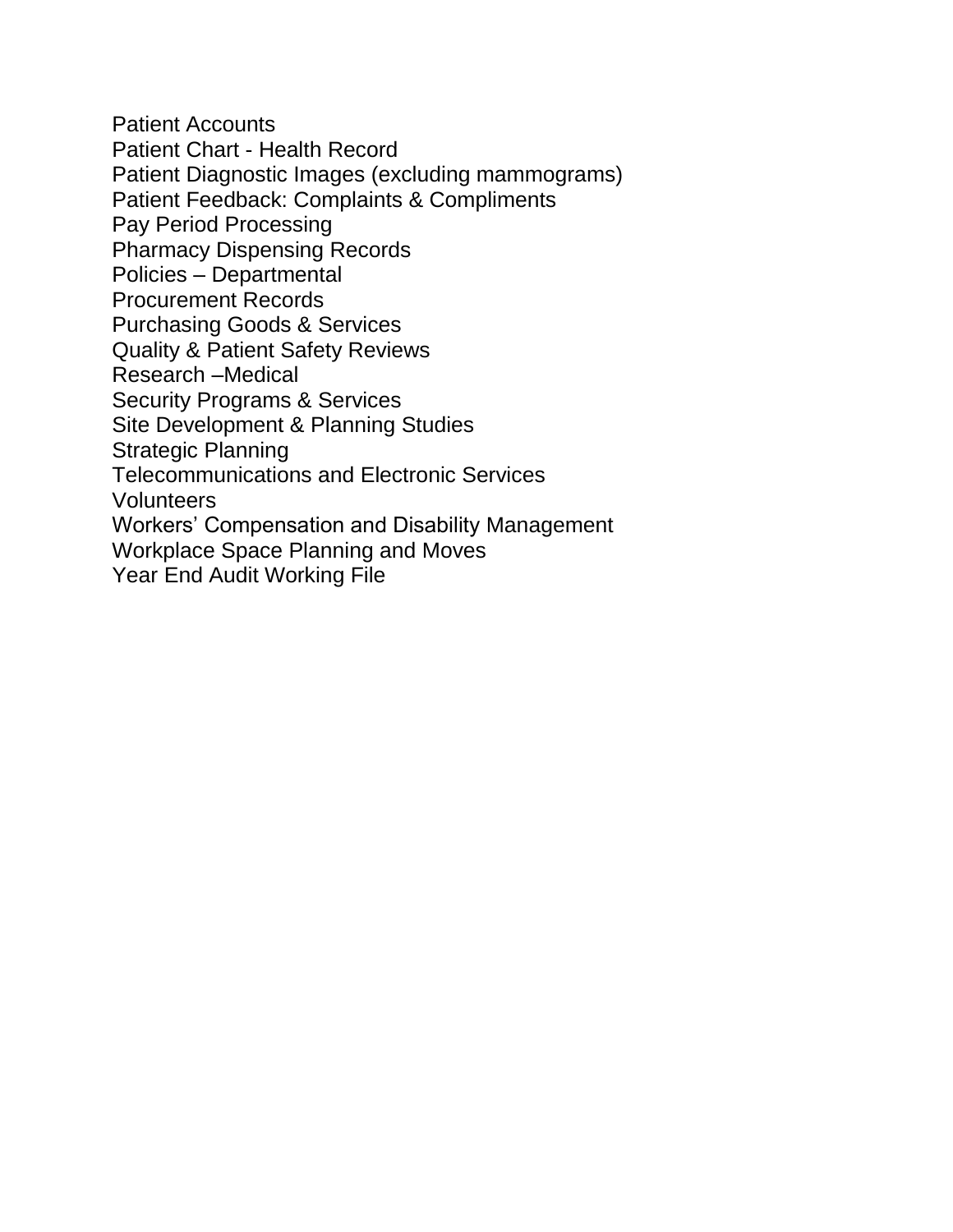Patient Accounts
Patient Chart - Health Record
Patient Diagnostic Images (excluding mammograms)
Patient Feedback: Complaints & Compliments
Pay Period Processing
Pharmacy Dispensing Records
Policies – Departmental
Procurement Records
Purchasing Goods & Services
Quality & Patient Safety Reviews
Research –Medical
Security Programs & Services
Site Development & Planning Studies
Strategic Planning
Telecommunications and Electronic Services
Volunteers
Workers' Compensation and Disability Management
Workplace Space Planning and Moves
Year End Audit Working File